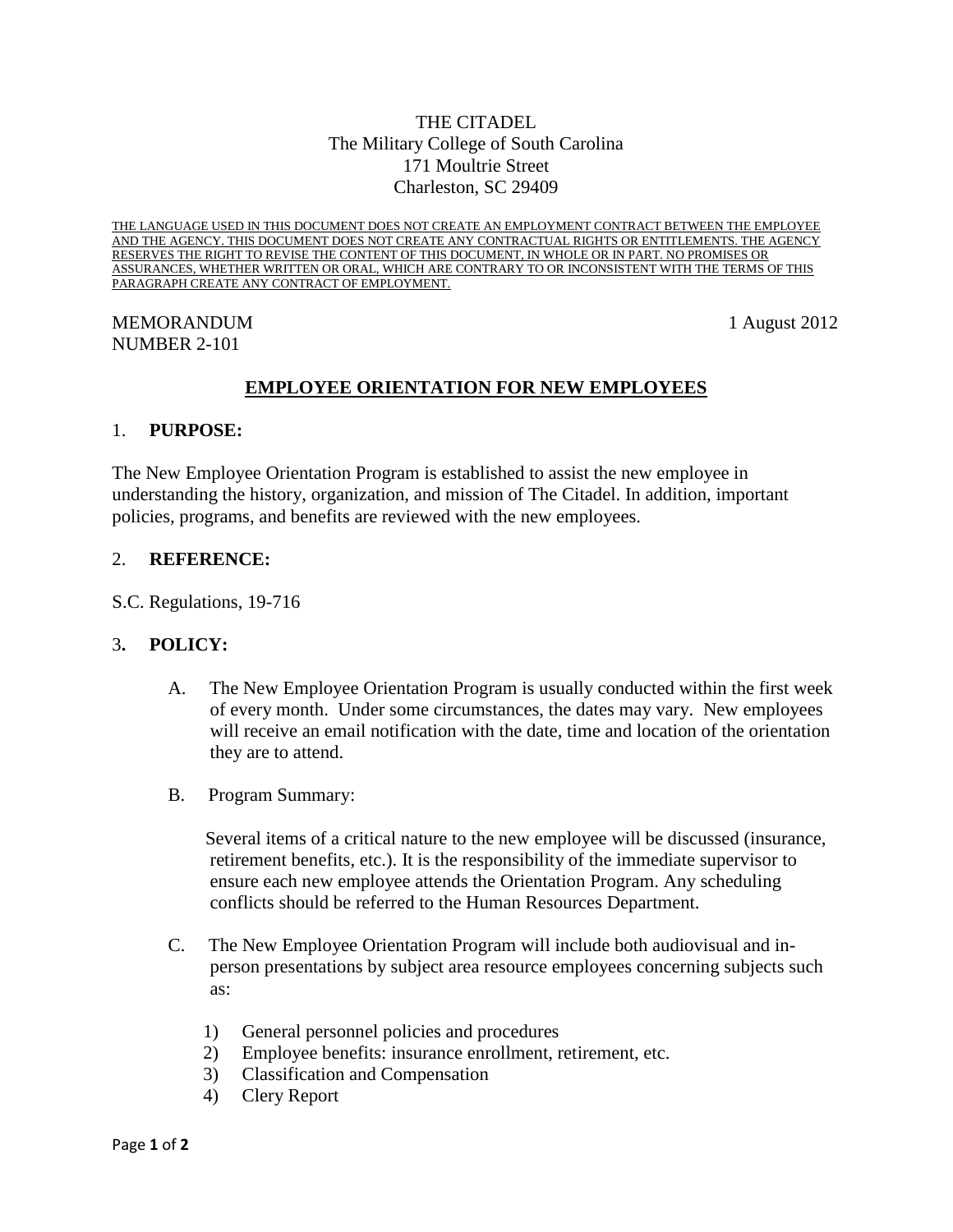THE CITADEL
The Military College of South Carolina
171 Moultrie Street
Charleston, SC 29409

THE LANGUAGE USED IN THIS DOCUMENT DOES NOT CREATE AN EMPLOYMENT CONTRACT BETWEEN THE EMPLOYEE AND THE AGENCY. THIS DOCUMENT DOES NOT CREATE ANY CONTRACTUAL RIGHTS OR ENTITLEMENTS. THE AGENCY RESERVES THE RIGHT TO REVISE THE CONTENT OF THIS DOCUMENT, IN WHOLE OR IN PART. NO PROMISES OR ASSURANCES, WHETHER WRITTEN OR ORAL, WHICH ARE CONTRARY TO OR INCONSISTENT WITH THE TERMS OF THIS PARAGRAPH CREATE ANY CONTRACT OF EMPLOYMENT.

MEMORANDUM
NUMBER 2-101

1 August 2012

# EMPLOYEE ORIENTATION FOR NEW EMPLOYEES

## 1. PURPOSE:

The New Employee Orientation Program is established to assist the new employee in understanding the history, organization, and mission of The Citadel. In addition, important policies, programs, and benefits are reviewed with the new employees.

## 2. REFERENCE:

S.C. Regulations, 19-716

## 3. POLICY:

A. The New Employee Orientation Program is usually conducted within the first week of every month. Under some circumstances, the dates may vary. New employees will receive an email notification with the date, time and location of the orientation they are to attend.

B. Program Summary:

Several items of a critical nature to the new employee will be discussed (insurance, retirement benefits, etc.). It is the responsibility of the immediate supervisor to ensure each new employee attends the Orientation Program. Any scheduling conflicts should be referred to the Human Resources Department.

C. The New Employee Orientation Program will include both audiovisual and in-person presentations by subject area resource employees concerning subjects such as:

1) General personnel policies and procedures
2) Employee benefits: insurance enrollment, retirement, etc.
3) Classification and Compensation
4) Clery Report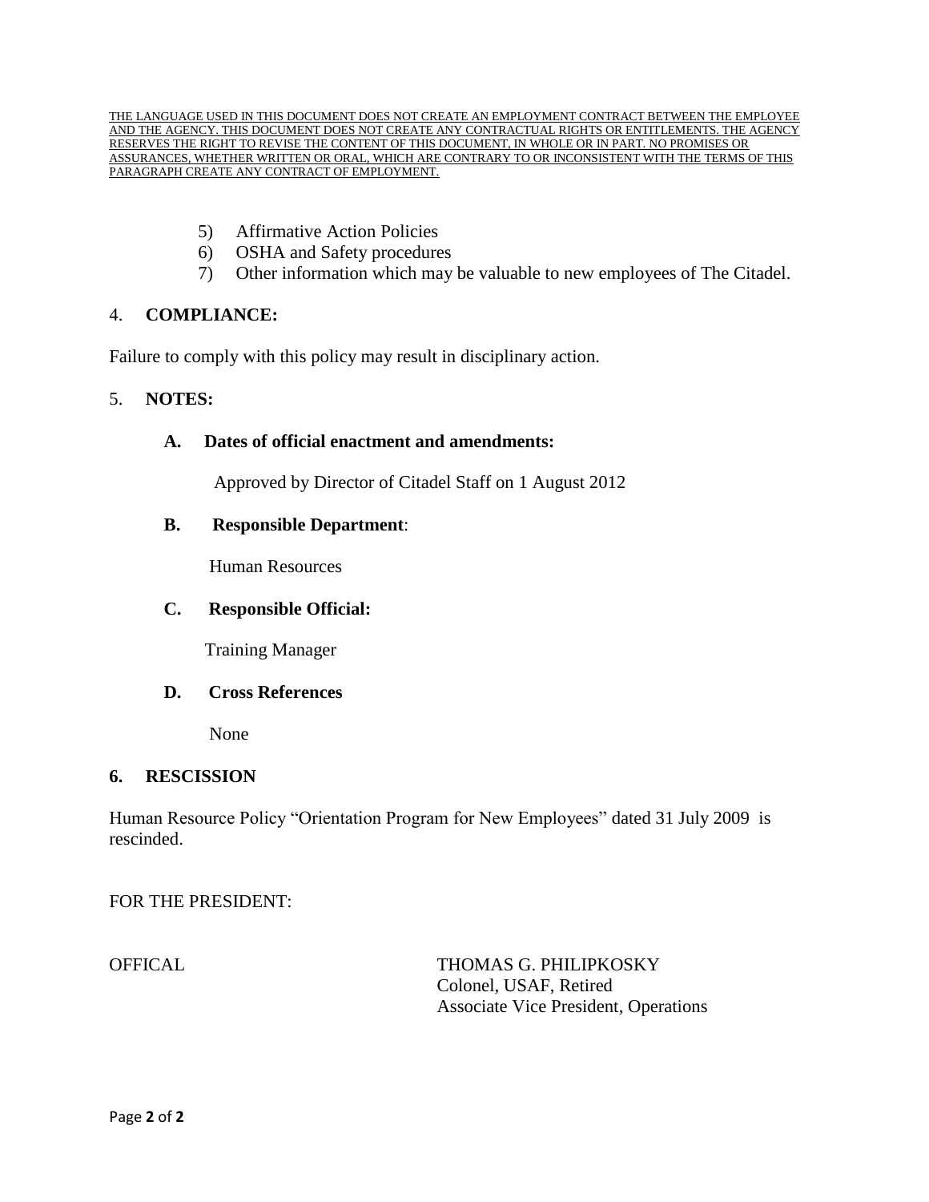THE LANGUAGE USED IN THIS DOCUMENT DOES NOT CREATE AN EMPLOYMENT CONTRACT BETWEEN THE EMPLOYEE AND THE AGENCY. THIS DOCUMENT DOES NOT CREATE ANY CONTRACTUAL RIGHTS OR ENTITLEMENTS. THE AGENCY RESERVES THE RIGHT TO REVISE THE CONTENT OF THIS DOCUMENT, IN WHOLE OR IN PART. NO PROMISES OR ASSURANCES, WHETHER WRITTEN OR ORAL, WHICH ARE CONTRARY TO OR INCONSISTENT WITH THE TERMS OF THIS PARAGRAPH CREATE ANY CONTRACT OF EMPLOYMENT.

5) Affirmative Action Policies
6) OSHA and Safety procedures
7) Other information which may be valuable to new employees of The Citadel.

4. **COMPLIANCE:**

Failure to comply with this policy may result in disciplinary action.

5. **NOTES:**

**A. Dates of official enactment and amendments:**

Approved by Director of Citadel Staff on 1 August 2012

**B. Responsible Department**:

Human Resources

**C. Responsible Official:**

Training Manager

**D. Cross References**

None

**6. RESCISSION**

Human Resource Policy "Orientation Program for New Employees" dated 31 July 2009 is rescinded.

FOR THE PRESIDENT:

OFFICAL

THOMAS G. PHILIPKOSKY
Colonel, USAF, Retired
Associate Vice President, Operations